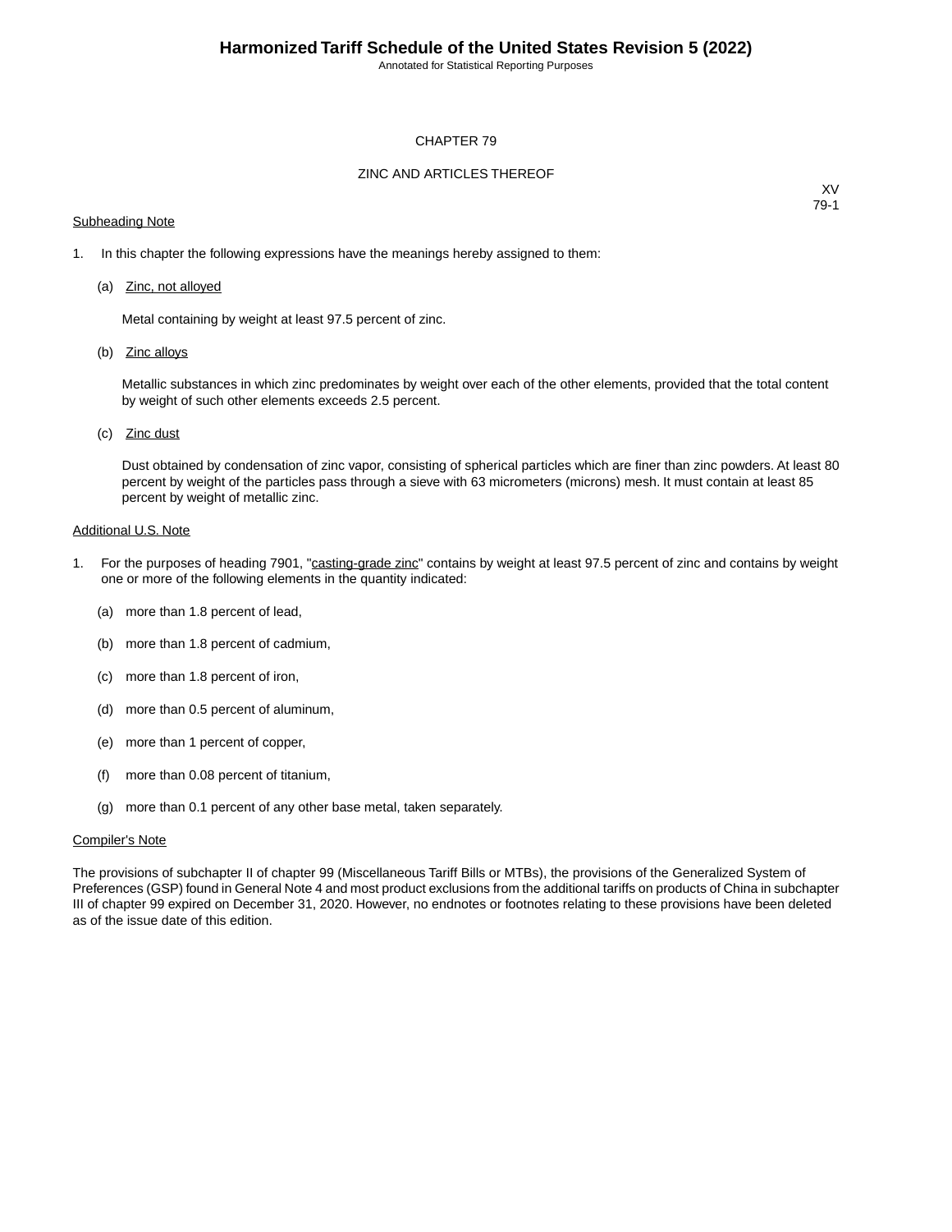# CHAPTER 79

## ZINC AND ARTICLES THEREOF

XV
79-1

Subheading Note

1. In this chapter the following expressions have the meanings hereby assigned to them:

   (a) Zinc, not alloyed

   Metal containing by weight at least 97.5 percent of zinc.

   (b) Zinc alloys

   Metallic substances in which zinc predominates by weight over each of the other elements, provided that the total content by weight of such other elements exceeds 2.5 percent.

   (c) Zinc dust

   Dust obtained by condensation of zinc vapor, consisting of spherical particles which are finer than zinc powders. At least 80 percent by weight of the particles pass through a sieve with 63 micrometers (microns) mesh. It must contain at least 85 percent by weight of metallic zinc.

Additional U.S. Note

1. For the purposes of heading 7901, "casting-grade zinc" contains by weight at least 97.5 percent of zinc and contains by weight one or more of the following elements in the quantity indicated:

   (a) more than 1.8 percent of lead,

   (b) more than 1.8 percent of cadmium,

   (c) more than 1.8 percent of iron,

   (d) more than 0.5 percent of aluminum,

   (e) more than 1 percent of copper,

   (f) more than 0.08 percent of titanium,

   (g) more than 0.1 percent of any other base metal, taken separately.

Compiler's Note

The provisions of subchapter II of chapter 99 (Miscellaneous Tariff Bills or MTBs), the provisions of the Generalized System of Preferences (GSP) found in General Note 4 and most product exclusions from the additional tariffs on products of China in subchapter III of chapter 99 expired on December 31, 2020. However, no endnotes or footnotes relating to these provisions have been deleted as of the issue date of this edition.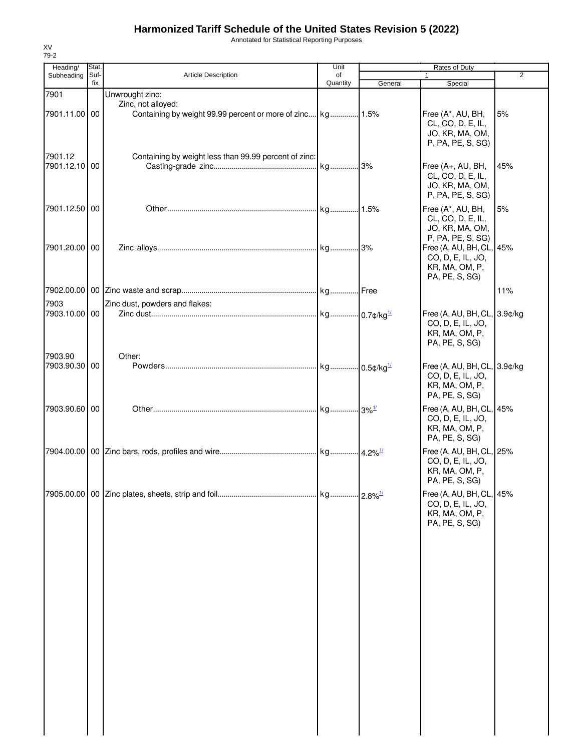# Harmonized Tariff Schedule of the United States Revision 5 (2022)

Annotated for Statistical Reporting Purposes

XV
79-2

| Heading/ Subheading | Stat. Suf- fix | Article Description | Unit of Quantity | Rates of Duty 1 General | Special | 2 |
|---|---|---|---|---|---|---|
| 7901 | | Unwrought zinc: | | | | |
| | | Zinc, not alloyed: | | | | |
| 7901.11.00 | 00 | Containing by weight 99.99 percent or more of zinc | kg | 1.5% | Free (A*, AU, BH, CL, CO, D, E, IL, JO, KR, MA, OM, P, PA, PE, S, SG) | 5% |
| 7901.12 | | Containing by weight less than 99.99 percent of zinc: | | | | |
| 7901.12.10 | 00 | Casting-grade zinc | kg | 3% | Free (A+, AU, BH, CL, CO, D, E, IL, JO, KR, MA, OM, P, PA, PE, S, SG) | 45% |
| 7901.12.50 | 00 | Other | kg | 1.5% | Free (A*, AU, BH, CL, CO, D, E, IL, JO, KR, MA, OM, P, PA, PE, S, SG) | 5% |
| 7901.20.00 | 00 | Zinc alloys | kg | 3% | Free (A, AU, BH, CL, CO, D, E, IL, JO, KR, MA, OM, P, PA, PE, S, SG) | 45% |
| 7902.00.00 | 00 | Zinc waste and scrap | kg | Free | | 11% |
| 7903 | | Zinc dust, powders and flakes: | | | | |
| 7903.10.00 | 00 | Zinc dust | kg | 0.7¢/kg[1/] | Free (A, AU, BH, CL, CO, D, E, IL, JO, KR, MA, OM, P, PA, PE, S, SG) | 3.9¢/kg |
| 7903.90 | | Other: | | | | |
| 7903.90.30 | 00 | Powders | kg | 0.5¢/kg[1/] | Free (A, AU, BH, CL, CO, D, E, IL, JO, KR, MA, OM, P, PA, PE, S, SG) | 3.9¢/kg |
| 7903.90.60 | 00 | Other | kg | 3%[1/] | Free (A, AU, BH, CL, CO, D, E, IL, JO, KR, MA, OM, P, PA, PE, S, SG) | 45% |
| 7904.00.00 | 00 | Zinc bars, rods, profiles and wire | kg | 4.2%[1/] | Free (A, AU, BH, CL, CO, D, E, IL, JO, KR, MA, OM, P, PA, PE, S, SG) | 25% |
| 7905.00.00 | 00 | Zinc plates, sheets, strip and foil | kg | 2.8%[1/] | Free (A, AU, BH, CL, CO, D, E, IL, JO, KR, MA, OM, P, PA, PE, S, SG) | 45% |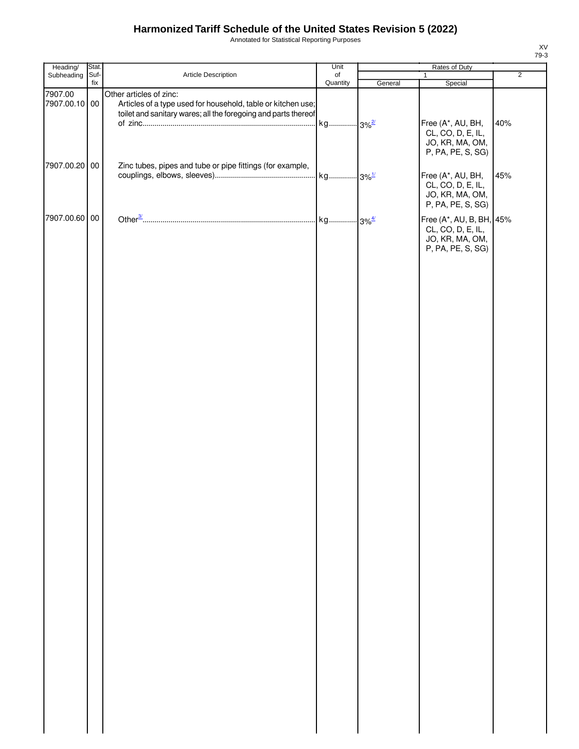# Harmonized Tariff Schedule of the United States Revision 5 (2022)

Annotated for Statistical Reporting Purposes

XV
79-3

| Heading/ Subheading | Stat. Suf-fix | Article Description | Unit of Quantity | Rates of Duty 1 General | Special | 2 |
|---|---|---|---|---|---|---|
| 7907.00 | | Other articles of zinc: | | | | |
| 7907.00.10 | 00 | Articles of a type used for household, table or kitchen use; toilet and sanitary wares; all the foregoing and parts thereof of zinc | kg | 3%[2/] | Free (A*, AU, BH, CL, CO, D, E, IL, JO, KR, MA, OM, P, PA, PE, S, SG) | 40% |
| 7907.00.20 | 00 | Zinc tubes, pipes and tube or pipe fittings (for example, couplings, elbows, sleeves) | kg | 3%[1/] | Free (A*, AU, BH, CL, CO, D, E, IL, JO, KR, MA, OM, P, PA, PE, S, SG) | 45% |
| 7907.00.60 | 00 | Other[3/] | kg | 3%[4/] | Free (A*, AU, B, BH, CL, CO, D, E, IL, JO, KR, MA, OM, P, PA, PE, S, SG) | 45% |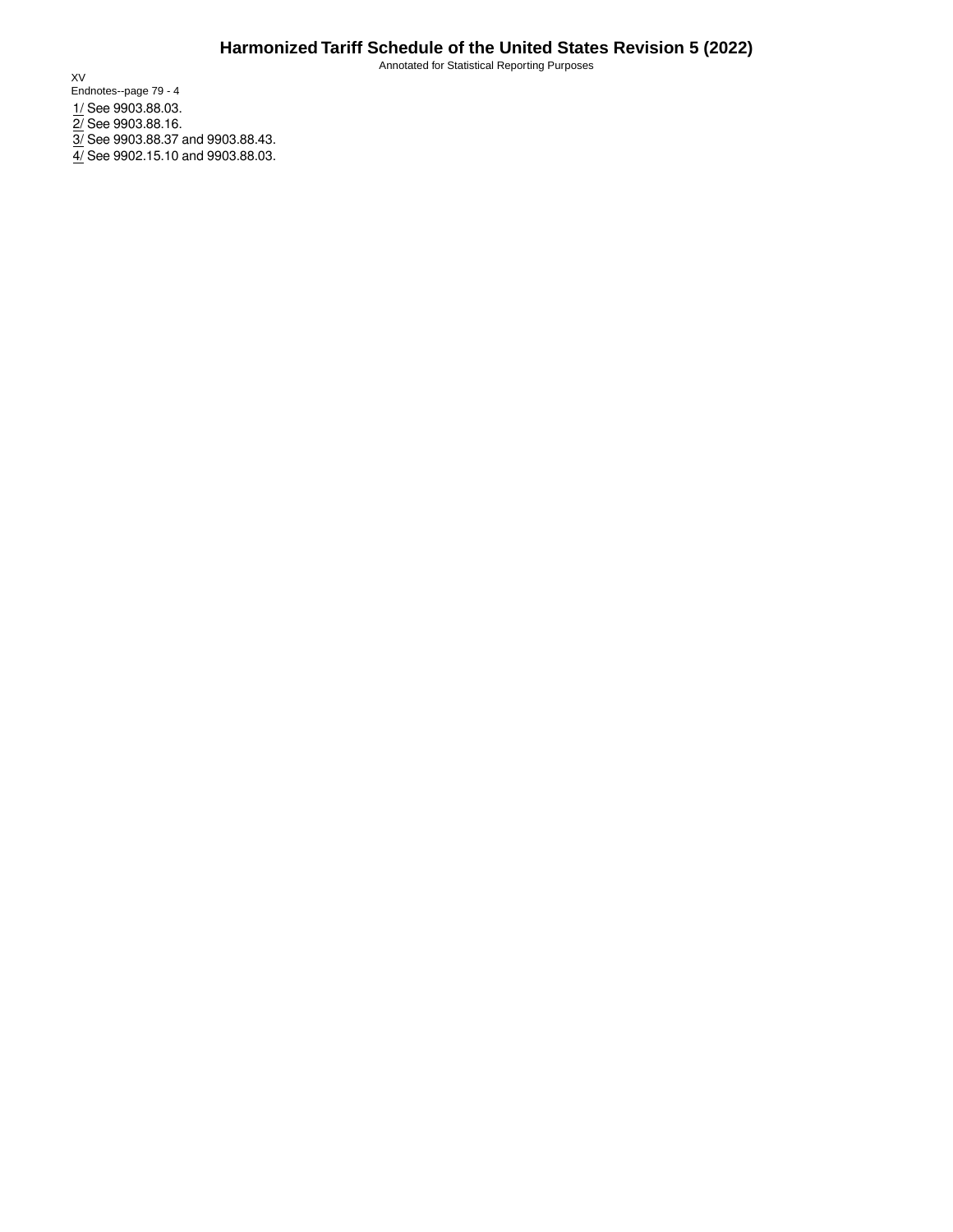XV
Endnotes--page 79 - 4

1/ See 9903.88.03.
2/ See 9903.88.16.
3/ See 9903.88.37 and 9903.88.43.
4/ See 9902.15.10 and 9903.88.03.